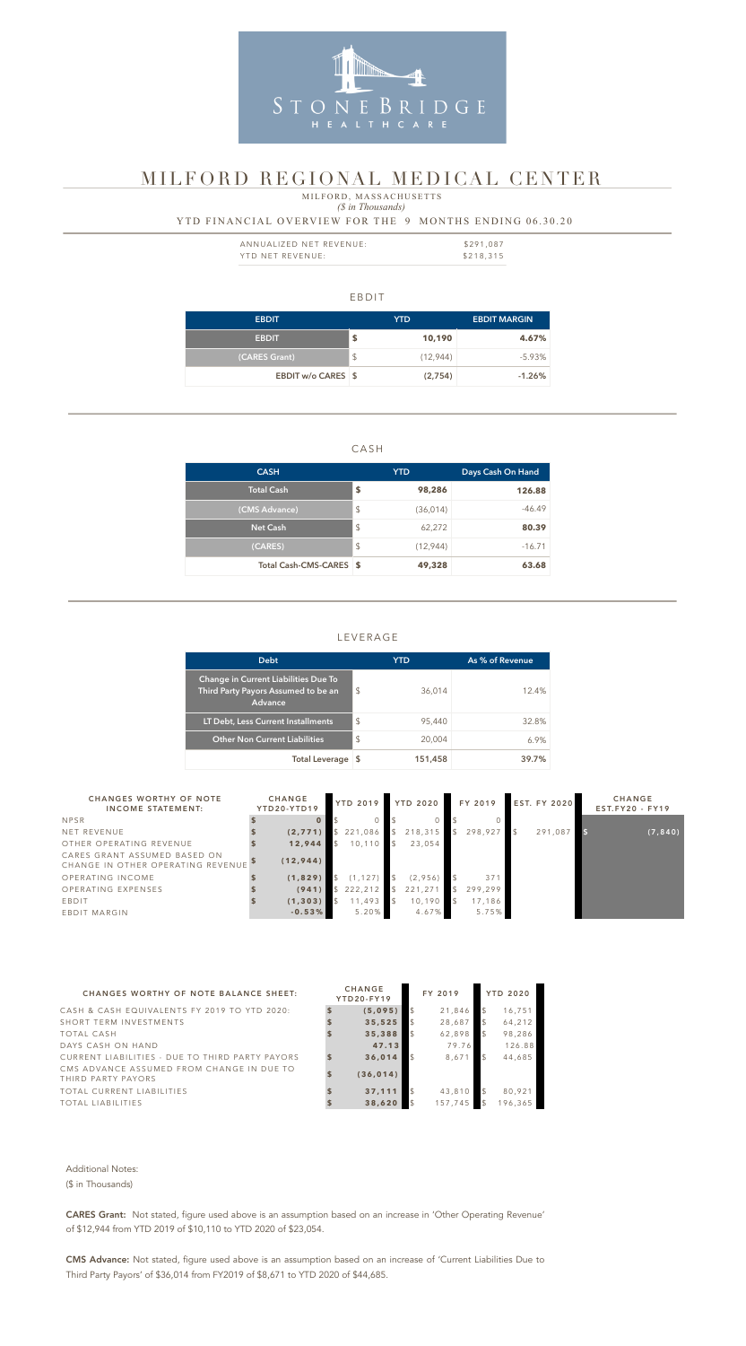STONEBRIDGE HEALTHCARE

# MILFORD REGIONAL MEDICAL CENTER

MILFORD, MASSACHUSETTS

*($ in Thousands)*

YTD FINANCIAL OVERVIEW FOR THE 9 MONTHS ENDING 06.30.20

| | |
|---|---|
| ANNUALIZED NET REVENUE: | $291,087 |
| YTD NET REVENUE: | $218,315 |

## EBDIT

| EBDIT | YTD | EBDIT MARGIN |
|---|---|---|
| EBDIT | $ 10,190 | 4.67% |
| (CARES Grant) | $ (12,944) | -5.93% |
| EBDIT w/o CARES | $ (2,754) | -1.26% |

## CASH

| CASH | YTD | Days Cash On Hand |
|---|---|---|
| Total Cash | $ 98,286 | 126.88 |
| (CMS Advance) | $ (36,014) | -46.49 |
| Net Cash | $ 62,272 | 80.39 |
| (CARES) | $ (12,944) | -16.71 |
| Total Cash-CMS-CARES | $ 49,328 | 63.68 |

## LEVERAGE

| Debt | YTD | As % of Revenue |
|---|---|---|
| Change in Current Liabilities Due To Third Party Payors Assumed to be an Advance | $ 36,014 | 12.4% |
| LT Debt, Less Current Installments | $ 95,440 | 32.8% |
| Other Non Current Liabilities | $ 20,004 | 6.9% |
| Total Leverage | $ 151,458 | 39.7% |

| CHANGES WORTHY OF NOTE INCOME STATEMENT: | CHANGE YTD20-YTD19 | YTD 2019 | YTD 2020 | FY 2019 | EST. FY 2020 | CHANGE EST.FY20 - FY19 |
|---|---|---|---|---|---|---|
| NPSR | $ 0 | $ 0 | $ 0 | $ 0 | | |
| NET REVENUE | $ (2,771) | $ 221,086 | $ 218,315 | $ 298,927 | $ 291,087 | $ (7,840) |
| OTHER OPERATING REVENUE | $ 12,944 | $ 10,110 | $ 23,054 | | | |
| CARES GRANT ASSUMED BASED ON CHANGE IN OTHER OPERATING REVENUE | $ (12,944) | | | | | |
| OPERATING INCOME | $ (1,829) | $ (1,127) | $ (2,956) | $ 371 | | |
| OPERATING EXPENSES | $ (941) | $ 222,212 | $ 221,271 | $ 299,299 | | |
| EBDIT | $ (1,303) | $ 11,493 | $ 10,190 | $ 17,186 | | |
| EBDIT MARGIN | -0.53% | 5.20% | 4.67% | 5.75% | | |

| CHANGES WORTHY OF NOTE BALANCE SHEET: | CHANGE YTD20-FY19 | FY 2019 | YTD 2020 |
|---|---|---|---|
| CASH & CASH EQUIVALENTS FY 2019 TO YTD 2020: | $ (5,095) | $ 21,846 | $ 16,751 |
| SHORT TERM INVESTMENTS | $ 35,525 | $ 28,687 | $ 64,212 |
| TOTAL CASH | $ 35,388 | $ 62,898 | $ 98,286 |
| DAYS CASH ON HAND | 47.13 | 79.76 | 126.88 |
| CURRENT LIABILITIES - DUE TO THIRD PARTY PAYORS | $ 36,014 | $ 8,671 | $ 44,685 |
| CMS ADVANCE ASSUMED FROM CHANGE IN DUE TO THIRD PARTY PAYORS | $ (36,014) | | |
| TOTAL CURRENT LIABILITIES | $ 37,111 | $ 43,810 | $ 80,921 |
| TOTAL LIABILITIES | $ 38,620 | $ 157,745 | $ 196,365 |

Additional Notes:

($ in Thousands)

**CARES Grant:** Not stated, figure used above is an assumption based on an increase in 'Other Operating Revenue' of $12,944 from YTD 2019 of $10,110 to YTD 2020 of $23,054.

**CMS Advance:** Not stated, figure used above is an assumption based on an increase of 'Current Liabilities Due to Third Party Payors' of $36,014 from FY2019 of $8,671 to YTD 2020 of $44,685.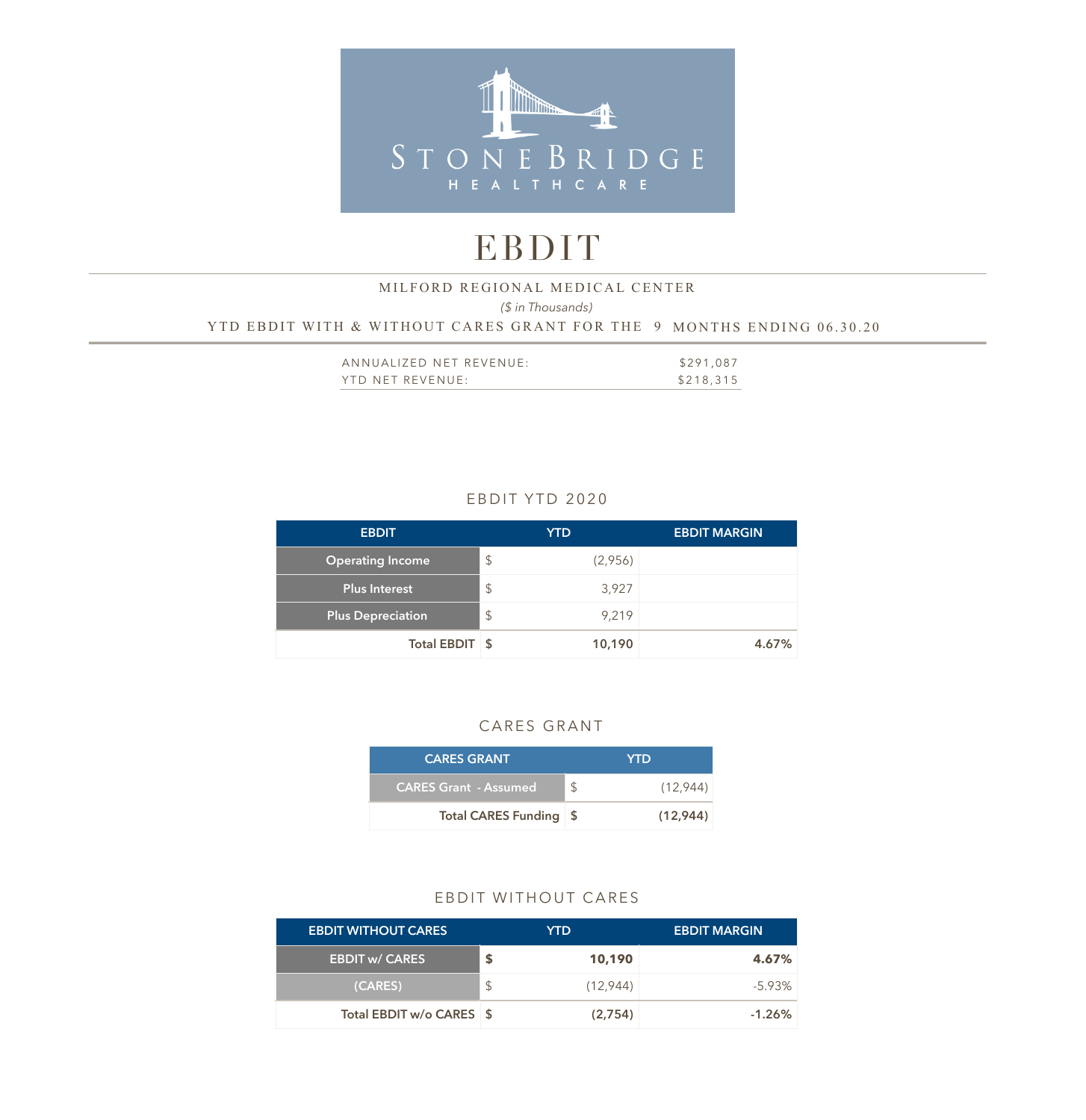STONE BRIDGE HEALTHCARE

# EBDIT

MILFORD REGIONAL MEDICAL CENTER

*($ in Thousands)*

YTD EBDIT WITH & WITHOUT CARES GRANT FOR THE 9 MONTHS ENDING 06.30.20

| | |
|---|---|
| ANNUALIZED NET REVENUE: | $291,087 |
| YTD NET REVENUE: | $218,315 |

## EBDIT YTD 2020

| EBDIT | | YTD | EBDIT MARGIN |
|---|---|---|---|
| Operating Income | $ | (2,956) | |
| Plus Interest | $ | 3,927 | |
| Plus Depreciation | $ | 9,219 | |
| **Total EBDIT** | **$** | **10,190** | **4.67%** |

## CARES GRANT

| CARES GRANT | | YTD |
|---|---|---|
| CARES Grant - Assumed | $ | (12,944) |
| **Total CARES Funding** | **$** | **(12,944)** |

## EBDIT WITHOUT CARES

| EBDIT WITHOUT CARES | | YTD | EBDIT MARGIN |
|---|---|---|---|
| **EBDIT w/ CARES** | **$** | **10,190** | **4.67%** |
| (CARES) | $ | (12,944) | -5.93% |
| **Total EBDIT w/o CARES** | **$** | **(2,754)** | **-1.26%** |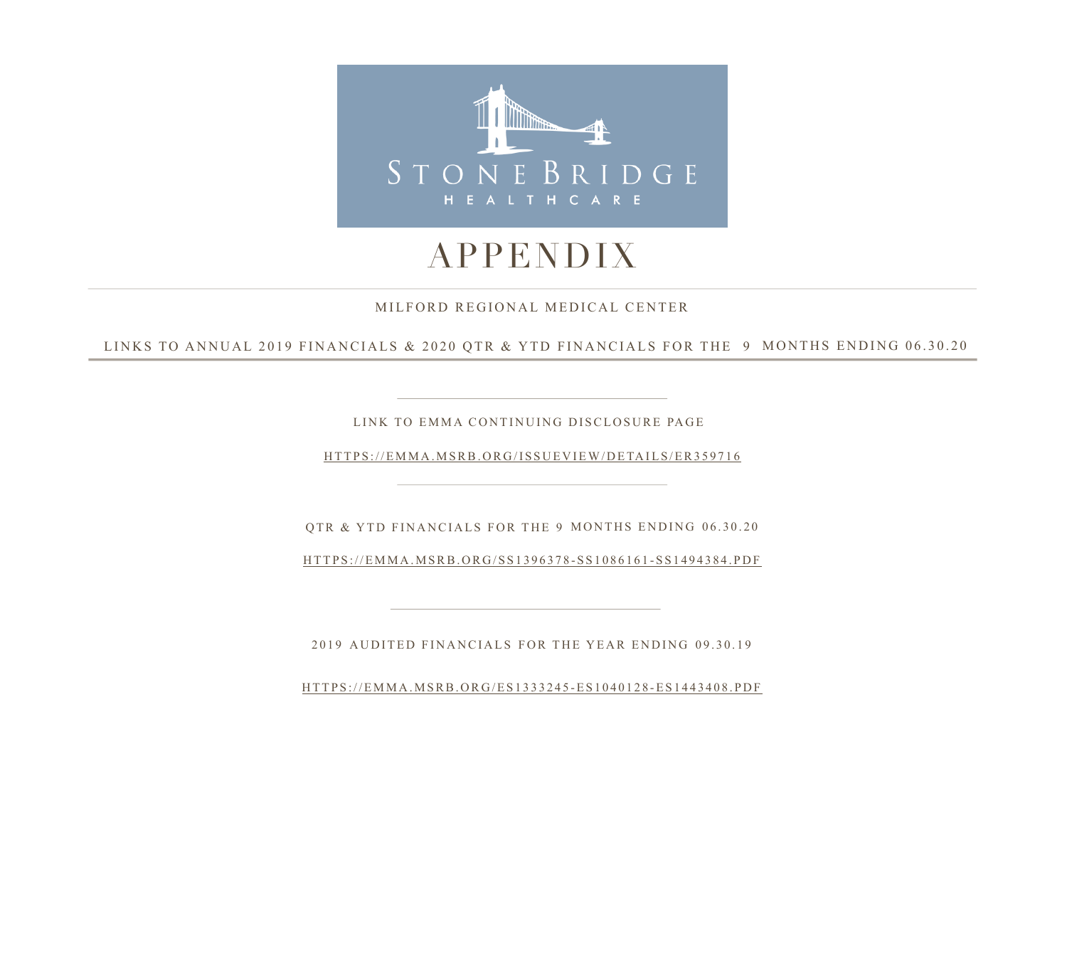STONE BRIDGE HEALTHCARE

# APPENDIX

MILFORD REGIONAL MEDICAL CENTER

LINKS TO ANNUAL 2019 FINANCIALS & 2020 QTR & YTD FINANCIALS FOR THE 9 MONTHS ENDING 06.30.20

---

LINK TO EMMA CONTINUING DISCLOSURE PAGE

HTTPS://EMMA.MSRB.ORG/ISSUEVIEW/DETAILS/ER359716

---

QTR & YTD FINANCIALS FOR THE 9 MONTHS ENDING 06.30.20

HTTPS://EMMA.MSRB.ORG/SS1396378-SS1086161-SS1494384.PDF

---

2019 AUDITED FINANCIALS FOR THE YEAR ENDING 09.30.19

HTTPS://EMMA.MSRB.ORG/ES1333245-ES1040128-ES1443408.PDF